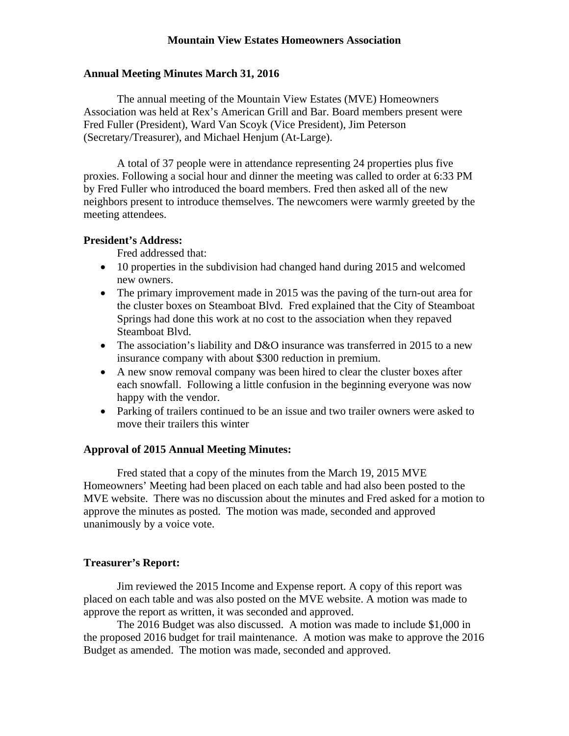# Mountain View Estates Homeowners Association

## Annual Meeting Minutes March 31, 2016

The annual meeting of the Mountain View Estates (MVE) Homeowners Association was held at Rex's American Grill and Bar. Board members present were Fred Fuller (President), Ward Van Scoyk (Vice President), Jim Peterson (Secretary/Treasurer), and Michael Henjum (At-Large).

A total of 37 people were in attendance representing 24 properties plus five proxies. Following a social hour and dinner the meeting was called to order at 6:33 PM by Fred Fuller who introduced the board members. Fred then asked all of the new neighbors present to introduce themselves. The newcomers were warmly greeted by the meeting attendees.

### President's Address:

Fred addressed that:

- 10 properties in the subdivision had changed hand during 2015 and welcomed new owners.
- The primary improvement made in 2015 was the paving of the turn-out area for the cluster boxes on Steamboat Blvd. Fred explained that the City of Steamboat Springs had done this work at no cost to the association when they repaved Steamboat Blvd.
- The association's liability and D&O insurance was transferred in 2015 to a new insurance company with about $300 reduction in premium.
- A new snow removal company was been hired to clear the cluster boxes after each snowfall. Following a little confusion in the beginning everyone was now happy with the vendor.
- Parking of trailers continued to be an issue and two trailer owners were asked to move their trailers this winter

### Approval of 2015 Annual Meeting Minutes:

Fred stated that a copy of the minutes from the March 19, 2015 MVE Homeowners' Meeting had been placed on each table and had also been posted to the MVE website. There was no discussion about the minutes and Fred asked for a motion to approve the minutes as posted. The motion was made, seconded and approved unanimously by a voice vote.

### Treasurer's Report:

Jim reviewed the 2015 Income and Expense report. A copy of this report was placed on each table and was also posted on the MVE website. A motion was made to approve the report as written, it was seconded and approved.

The 2016 Budget was also discussed. A motion was made to include $1,000 in the proposed 2016 budget for trail maintenance. A motion was make to approve the 2016 Budget as amended. The motion was made, seconded and approved.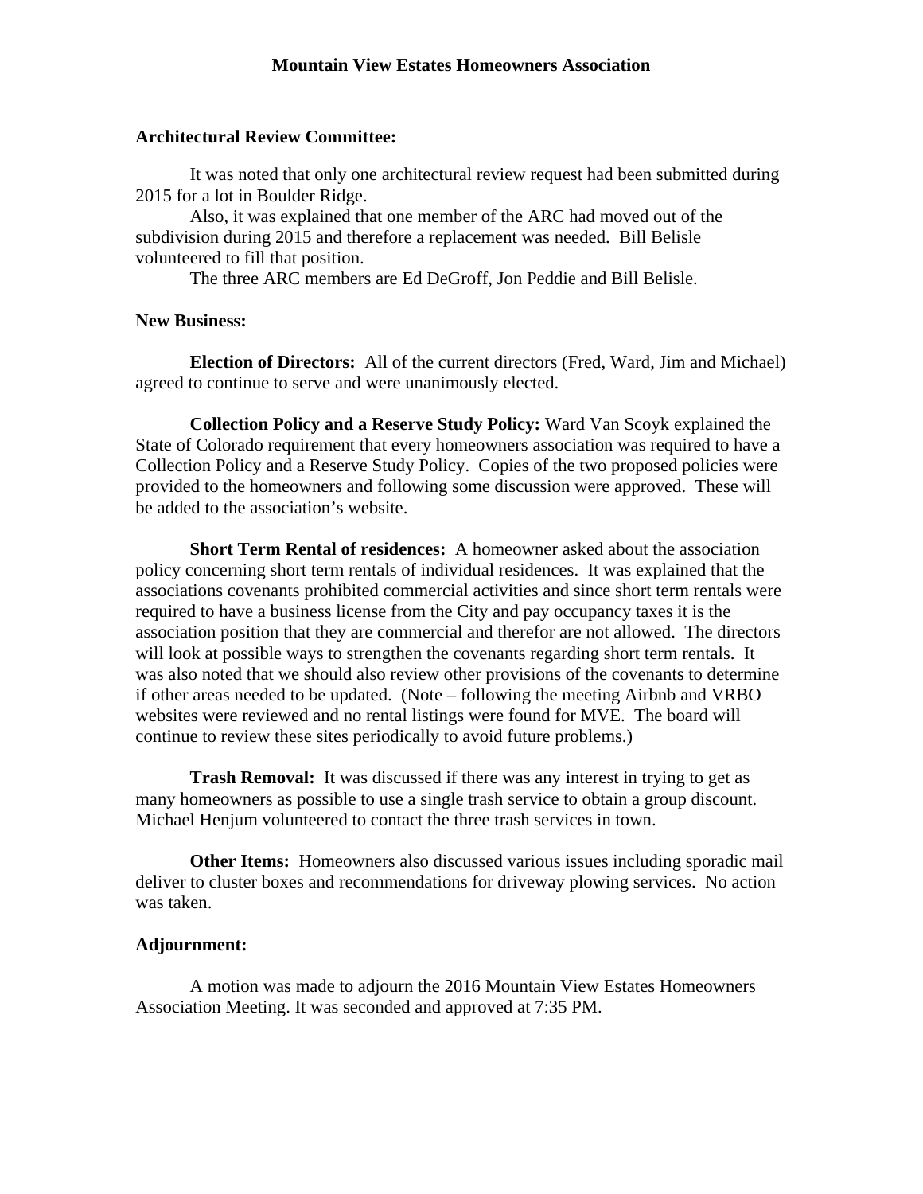**Architectural Review Committee:**

It was noted that only one architectural review request had been submitted during 2015 for a lot in Boulder Ridge.

Also, it was explained that one member of the ARC had moved out of the subdivision during 2015 and therefore a replacement was needed. Bill Belisle volunteered to fill that position.

The three ARC members are Ed DeGroff, Jon Peddie and Bill Belisle.

**New Business:**

**Election of Directors:** All of the current directors (Fred, Ward, Jim and Michael) agreed to continue to serve and were unanimously elected.

**Collection Policy and a Reserve Study Policy:** Ward Van Scoyk explained the State of Colorado requirement that every homeowners association was required to have a Collection Policy and a Reserve Study Policy. Copies of the two proposed policies were provided to the homeowners and following some discussion were approved. These will be added to the association's website.

**Short Term Rental of residences:** A homeowner asked about the association policy concerning short term rentals of individual residences. It was explained that the associations covenants prohibited commercial activities and since short term rentals were required to have a business license from the City and pay occupancy taxes it is the association position that they are commercial and therefor are not allowed. The directors will look at possible ways to strengthen the covenants regarding short term rentals. It was also noted that we should also review other provisions of the covenants to determine if other areas needed to be updated. (Note – following the meeting Airbnb and VRBO websites were reviewed and no rental listings were found for MVE. The board will continue to review these sites periodically to avoid future problems.)

**Trash Removal:** It was discussed if there was any interest in trying to get as many homeowners as possible to use a single trash service to obtain a group discount. Michael Henjum volunteered to contact the three trash services in town.

**Other Items:** Homeowners also discussed various issues including sporadic mail deliver to cluster boxes and recommendations for driveway plowing services. No action was taken.

**Adjournment:**

A motion was made to adjourn the 2016 Mountain View Estates Homeowners Association Meeting. It was seconded and approved at 7:35 PM.